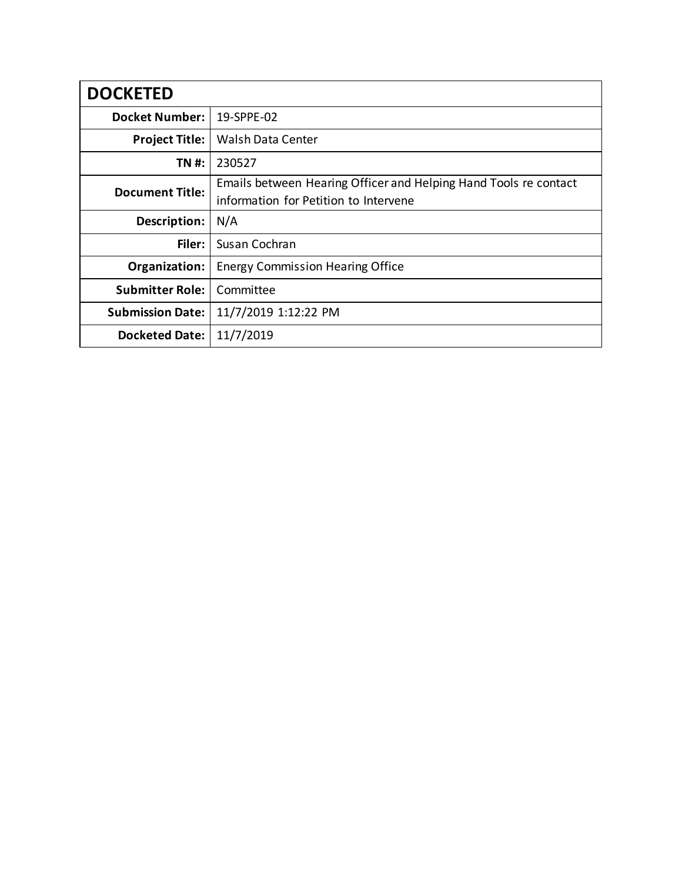| DOCKETED | |
|---|---|
| **Docket Number:** | 19-SPPE-02 |
| **Project Title:** | Walsh Data Center |
| **TN #:** | 230527 |
| **Document Title:** | Emails between Hearing Officer and Helping Hand Tools re contact information for Petition to Intervene |
| **Description:** | N/A |
| **Filer:** | Susan Cochran |
| **Organization:** | Energy Commission Hearing Office |
| **Submitter Role:** | Committee |
| **Submission Date:** | 11/7/2019 1:12:22 PM |
| **Docketed Date:** | 11/7/2019 |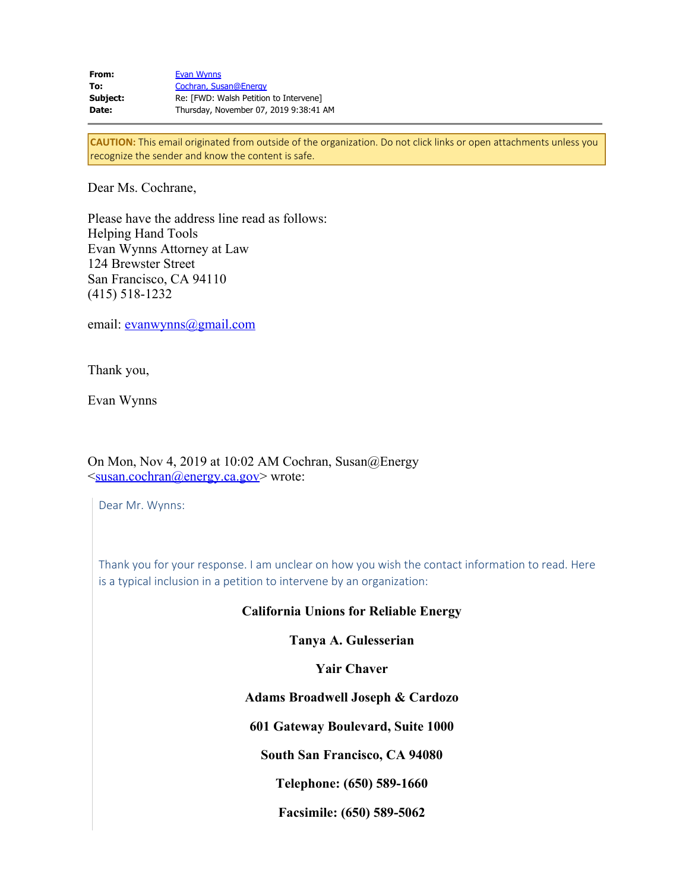**From:** Evan Wynns
**To:** Cochran, Susan@Energy
**Subject:** Re: [FWD: Walsh Petition to Intervene]
**Date:** Thursday, November 07, 2019 9:38:41 AM

---

**CAUTION:** This email originated from outside of the organization. Do not click links or open attachments unless you recognize the sender and know the content is safe.

Dear Ms. Cochrane,

Please have the address line read as follows:
Helping Hand Tools
Evan Wynns Attorney at Law
124 Brewster Street
San Francisco, CA 94110
(415) 518-1232

email: evanwynns@gmail.com

Thank you,

Evan Wynns

On Mon, Nov 4, 2019 at 10:02 AM Cochran, Susan@Energy <susan.cochran@energy.ca.gov> wrote:

> Dear Mr. Wynns:
>
> Thank you for your response. I am unclear on how you wish the contact information to read. Here is a typical inclusion in a petition to intervene by an organization:
>
> **California Unions for Reliable Energy**
>
> **Tanya A. Gulesserian**
>
> **Yair Chaver**
>
> **Adams Broadwell Joseph & Cardozo**
>
> **601 Gateway Boulevard, Suite 1000**
>
> **South San Francisco, CA 94080**
>
> **Telephone: (650) 589-1660**
>
> **Facsimile: (650) 589-5062**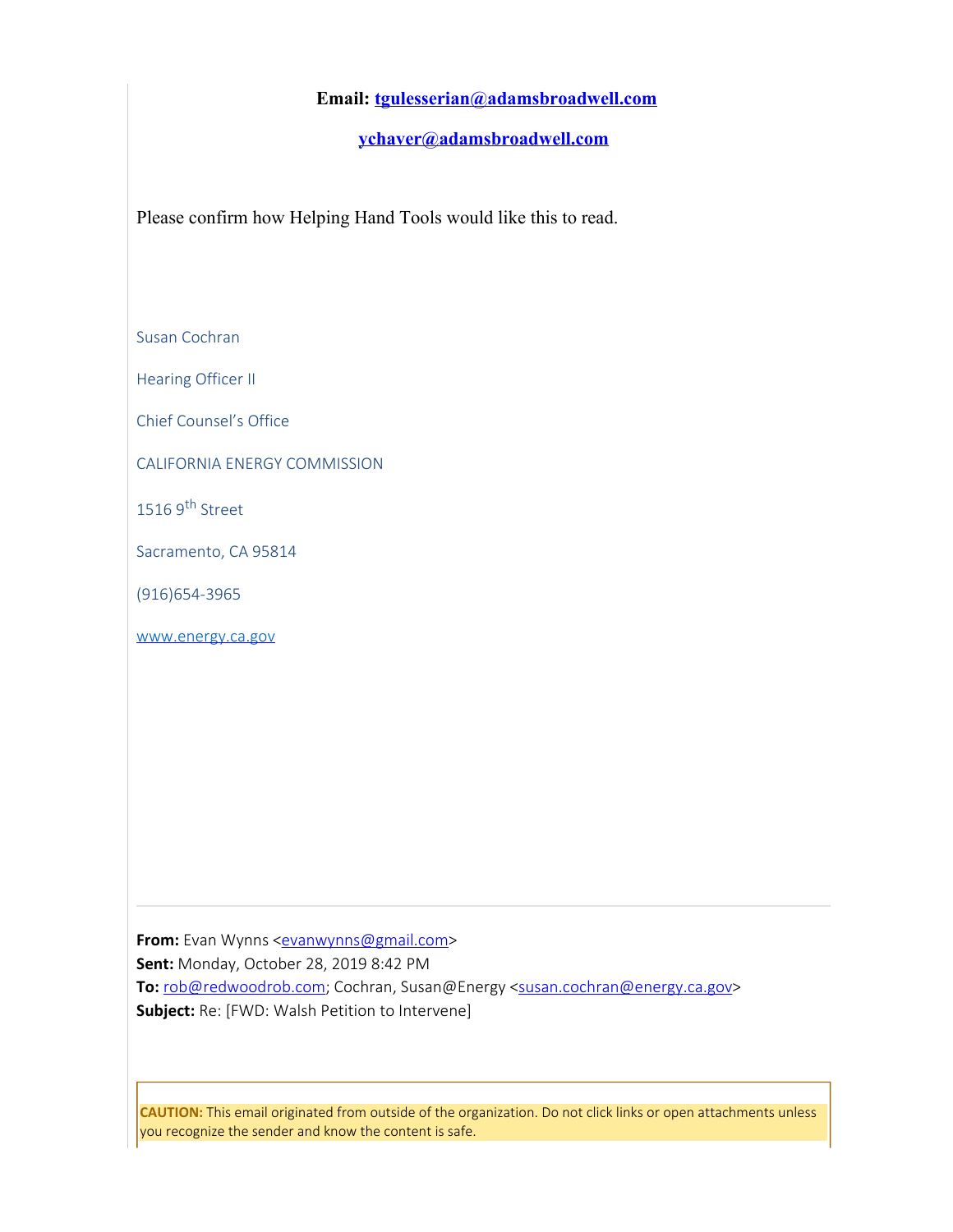**Email: [tgulesserian@adamsbroadwell.com](mailto:tgulesserian@adamsbroadwell.com)**

**[ychaver@adamsbroadwell.com](mailto:ychaver@adamsbroadwell.com)**

Please confirm how Helping Hand Tools would like this to read.

Susan Cochran

Hearing Officer II

Chief Counsel's Office

CALIFORNIA ENERGY COMMISSION

1516 9th Street

Sacramento, CA 95814

(916)654-3965

[www.energy.ca.gov](http://www.energy.ca.gov)

---

**From:** Evan Wynns <[evanwynns@gmail.com](mailto:evanwynns@gmail.com)>
**Sent:** Monday, October 28, 2019 8:42 PM
**To:** [rob@redwoodrob.com](mailto:rob@redwoodrob.com); Cochran, Susan@Energy <[susan.cochran@energy.ca.gov](mailto:susan.cochran@energy.ca.gov)>
**Subject:** Re: [FWD: Walsh Petition to Intervene]

**CAUTION:** This email originated from outside of the organization. Do not click links or open attachments unless you recognize the sender and know the content is safe.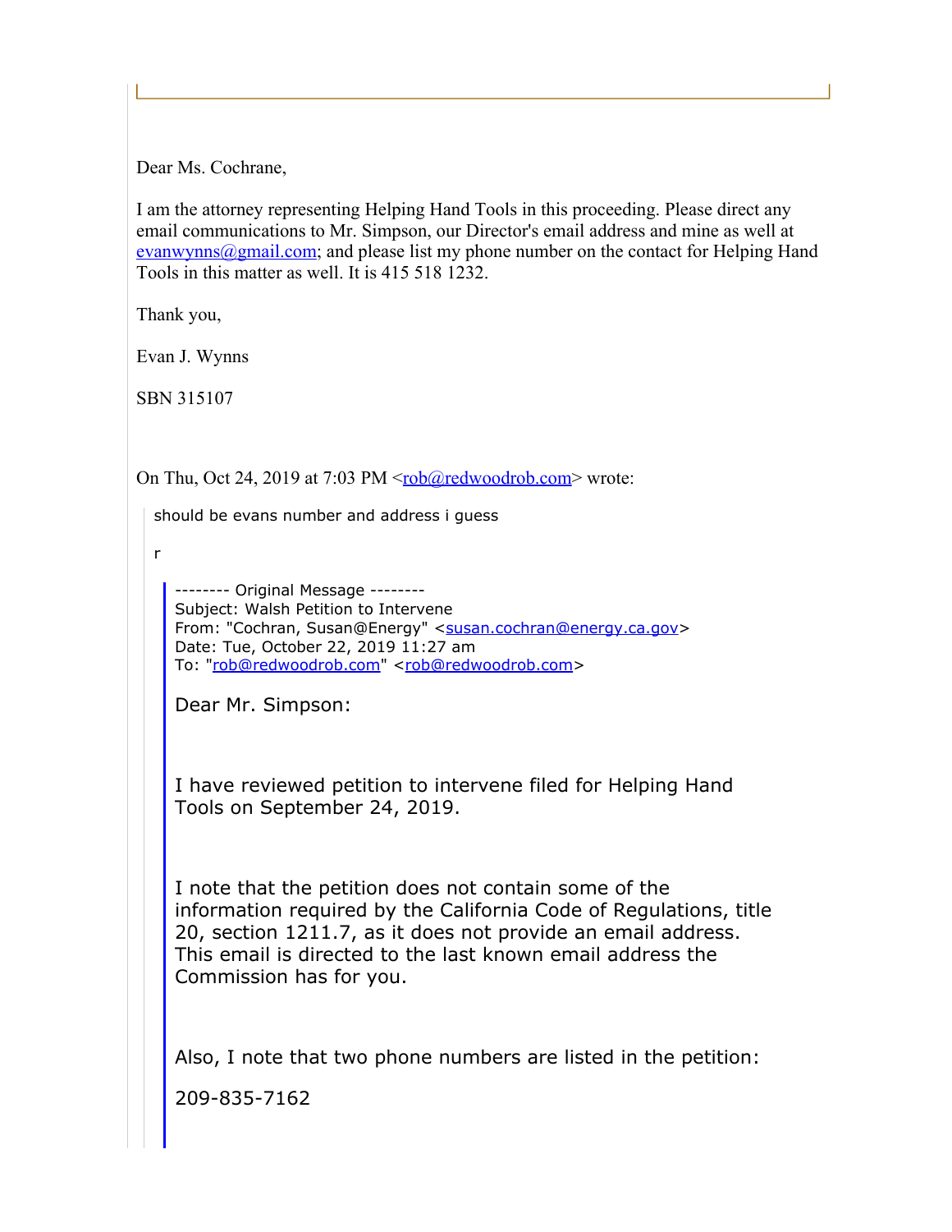Dear Ms. Cochrane,

I am the attorney representing Helping Hand Tools in this proceeding. Please direct any email communications to Mr. Simpson, our Director's email address and mine as well at evanwynns@gmail.com; and please list my phone number on the contact for Helping Hand Tools in this matter as well. It is 415 518 1232.

Thank you,

Evan J. Wynns

SBN 315107

On Thu, Oct 24, 2019 at 7:03 PM <rob@redwoodrob.com> wrote:

> should be evans number and address i guess
>
> r
>
> > -------- Original Message --------
> > Subject: Walsh Petition to Intervene
> > From: "Cochran, Susan@Energy" <susan.cochran@energy.ca.gov>
> > Date: Tue, October 22, 2019 11:27 am
> > To: "rob@redwoodrob.com" <rob@redwoodrob.com>
> >
> > Dear Mr. Simpson:
> >
> > I have reviewed petition to intervene filed for Helping Hand Tools on September 24, 2019.
> >
> > I note that the petition does not contain some of the information required by the California Code of Regulations, title 20, section 1211.7, as it does not provide an email address. This email is directed to the last known email address the Commission has for you.
> >
> > Also, I note that two phone numbers are listed in the petition:
> >
> > 209-835-7162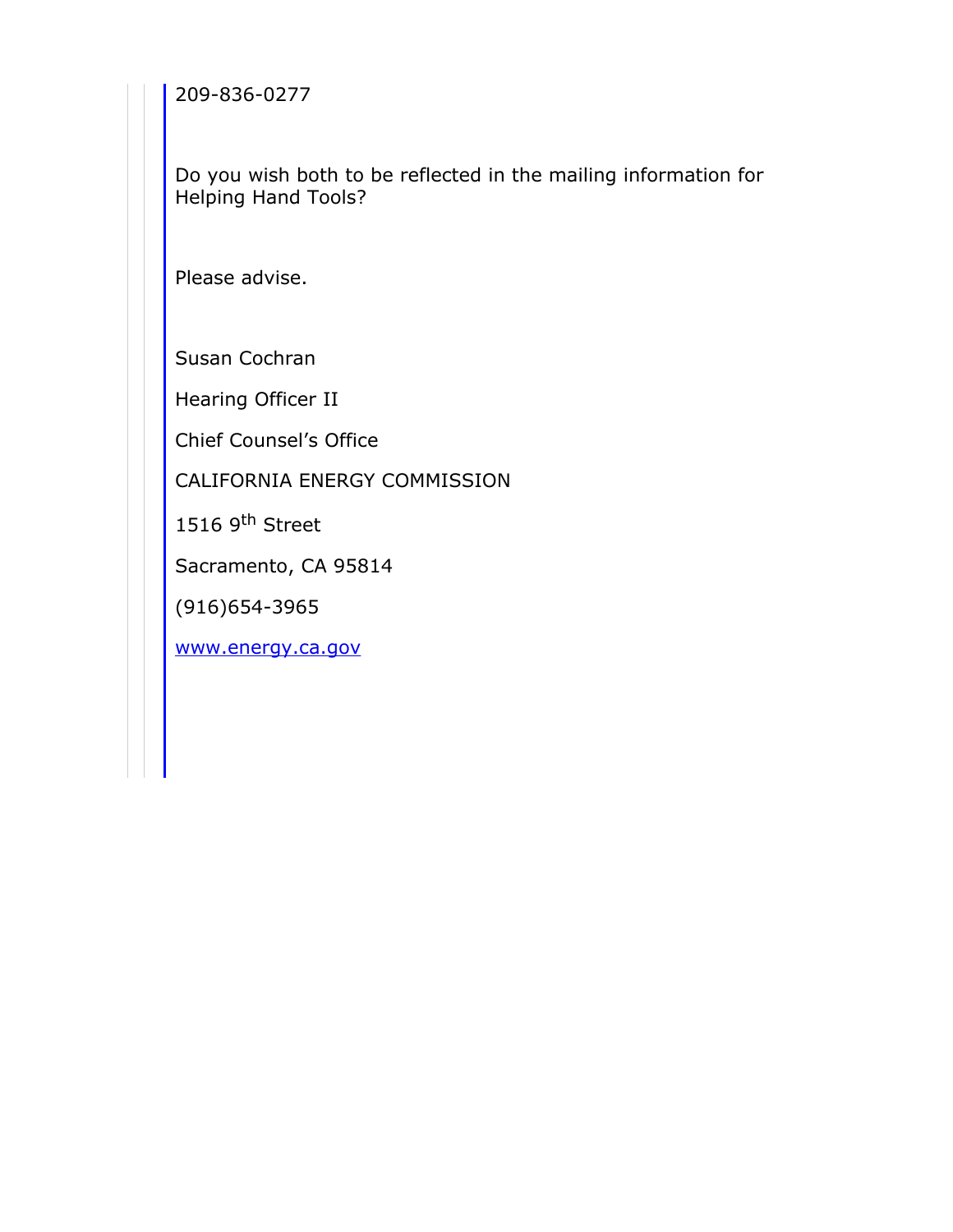209-836-0277

Do you wish both to be reflected in the mailing information for Helping Hand Tools?

Please advise.

Susan Cochran

Hearing Officer II

Chief Counsel's Office

CALIFORNIA ENERGY COMMISSION

1516 9th Street

Sacramento, CA 95814

(916)654-3965

www.energy.ca.gov